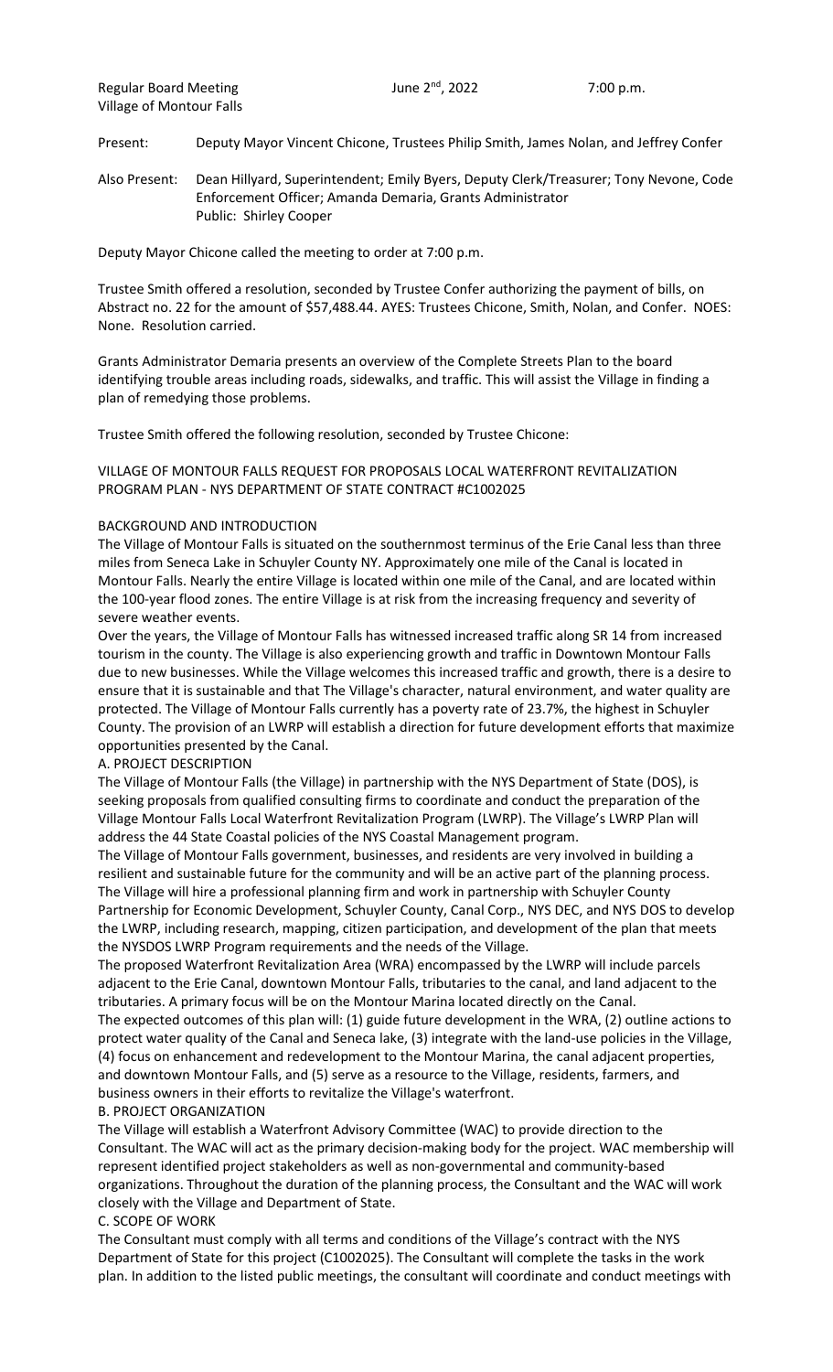Regular Board Meeting June 2nd, 2022 7:00 p.m.
Village of Montour Falls

Present: Deputy Mayor Vincent Chicone, Trustees Philip Smith, James Nolan, and Jeffrey Confer

Also Present: Dean Hillyard, Superintendent; Emily Byers, Deputy Clerk/Treasurer; Tony Nevone, Code Enforcement Officer; Amanda Demaria, Grants Administrator
Public: Shirley Cooper

Deputy Mayor Chicone called the meeting to order at 7:00 p.m.

Trustee Smith offered a resolution, seconded by Trustee Confer authorizing the payment of bills, on Abstract no. 22 for the amount of $57,488.44. AYES: Trustees Chicone, Smith, Nolan, and Confer. NOES: None. Resolution carried.

Grants Administrator Demaria presents an overview of the Complete Streets Plan to the board identifying trouble areas including roads, sidewalks, and traffic. This will assist the Village in finding a plan of remedying those problems.

Trustee Smith offered the following resolution, seconded by Trustee Chicone:

VILLAGE OF MONTOUR FALLS REQUEST FOR PROPOSALS LOCAL WATERFRONT REVITALIZATION PROGRAM PLAN - NYS DEPARTMENT OF STATE CONTRACT #C1002025

BACKGROUND AND INTRODUCTION

The Village of Montour Falls is situated on the southernmost terminus of the Erie Canal less than three miles from Seneca Lake in Schuyler County NY. Approximately one mile of the Canal is located in Montour Falls. Nearly the entire Village is located within one mile of the Canal, and are located within the 100-year flood zones. The entire Village is at risk from the increasing frequency and severity of severe weather events.

Over the years, the Village of Montour Falls has witnessed increased traffic along SR 14 from increased tourism in the county. The Village is also experiencing growth and traffic in Downtown Montour Falls due to new businesses. While the Village welcomes this increased traffic and growth, there is a desire to ensure that it is sustainable and that The Village's character, natural environment, and water quality are protected. The Village of Montour Falls currently has a poverty rate of 23.7%, the highest in Schuyler County. The provision of an LWRP will establish a direction for future development efforts that maximize opportunities presented by the Canal.

A. PROJECT DESCRIPTION

The Village of Montour Falls (the Village) in partnership with the NYS Department of State (DOS), is seeking proposals from qualified consulting firms to coordinate and conduct the preparation of the Village Montour Falls Local Waterfront Revitalization Program (LWRP). The Village's LWRP Plan will address the 44 State Coastal policies of the NYS Coastal Management program.

The Village of Montour Falls government, businesses, and residents are very involved in building a resilient and sustainable future for the community and will be an active part of the planning process. The Village will hire a professional planning firm and work in partnership with Schuyler County Partnership for Economic Development, Schuyler County, Canal Corp., NYS DEC, and NYS DOS to develop the LWRP, including research, mapping, citizen participation, and development of the plan that meets the NYSDOS LWRP Program requirements and the needs of the Village.

The proposed Waterfront Revitalization Area (WRA) encompassed by the LWRP will include parcels adjacent to the Erie Canal, downtown Montour Falls, tributaries to the canal, and land adjacent to the tributaries. A primary focus will be on the Montour Marina located directly on the Canal.

The expected outcomes of this plan will: (1) guide future development in the WRA, (2) outline actions to protect water quality of the Canal and Seneca lake, (3) integrate with the land-use policies in the Village, (4) focus on enhancement and redevelopment to the Montour Marina, the canal adjacent properties, and downtown Montour Falls, and (5) serve as a resource to the Village, residents, farmers, and business owners in their efforts to revitalize the Village's waterfront.

B. PROJECT ORGANIZATION

The Village will establish a Waterfront Advisory Committee (WAC) to provide direction to the Consultant. The WAC will act as the primary decision-making body for the project. WAC membership will represent identified project stakeholders as well as non-governmental and community-based organizations. Throughout the duration of the planning process, the Consultant and the WAC will work closely with the Village and Department of State.

C. SCOPE OF WORK

The Consultant must comply with all terms and conditions of the Village's contract with the NYS Department of State for this project (C1002025). The Consultant will complete the tasks in the work plan. In addition to the listed public meetings, the consultant will coordinate and conduct meetings with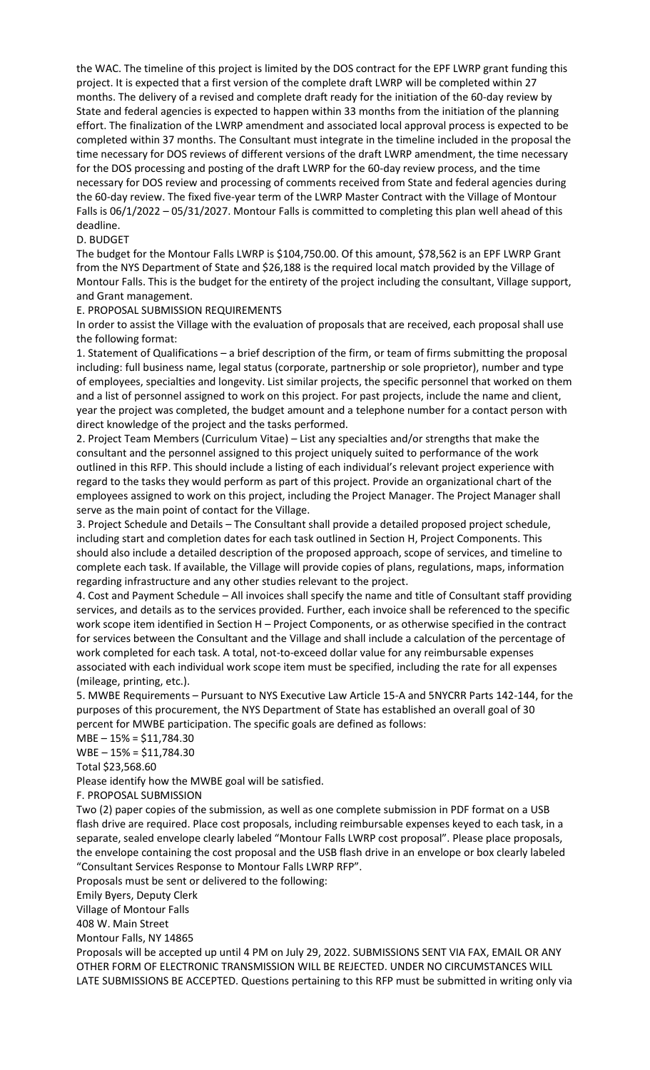the WAC. The timeline of this project is limited by the DOS contract for the EPF LWRP grant funding this project. It is expected that a first version of the complete draft LWRP will be completed within 27 months. The delivery of a revised and complete draft ready for the initiation of the 60-day review by State and federal agencies is expected to happen within 33 months from the initiation of the planning effort. The finalization of the LWRP amendment and associated local approval process is expected to be completed within 37 months. The Consultant must integrate in the timeline included in the proposal the time necessary for DOS reviews of different versions of the draft LWRP amendment, the time necessary for the DOS processing and posting of the draft LWRP for the 60-day review process, and the time necessary for DOS review and processing of comments received from State and federal agencies during the 60-day review. The fixed five-year term of the LWRP Master Contract with the Village of Montour Falls is 06/1/2022 – 05/31/2027. Montour Falls is committed to completing this plan well ahead of this deadline.

D. BUDGET

The budget for the Montour Falls LWRP is $104,750.00. Of this amount, $78,562 is an EPF LWRP Grant from the NYS Department of State and $26,188 is the required local match provided by the Village of Montour Falls. This is the budget for the entirety of the project including the consultant, Village support, and Grant management.

E. PROPOSAL SUBMISSION REQUIREMENTS

In order to assist the Village with the evaluation of proposals that are received, each proposal shall use the following format:

1. Statement of Qualifications – a brief description of the firm, or team of firms submitting the proposal including: full business name, legal status (corporate, partnership or sole proprietor), number and type of employees, specialties and longevity. List similar projects, the specific personnel that worked on them and a list of personnel assigned to work on this project. For past projects, include the name and client, year the project was completed, the budget amount and a telephone number for a contact person with direct knowledge of the project and the tasks performed.
2. Project Team Members (Curriculum Vitae) – List any specialties and/or strengths that make the consultant and the personnel assigned to this project uniquely suited to performance of the work outlined in this RFP. This should include a listing of each individual's relevant project experience with regard to the tasks they would perform as part of this project. Provide an organizational chart of the employees assigned to work on this project, including the Project Manager. The Project Manager shall serve as the main point of contact for the Village.
3. Project Schedule and Details – The Consultant shall provide a detailed proposed project schedule, including start and completion dates for each task outlined in Section H, Project Components. This should also include a detailed description of the proposed approach, scope of services, and timeline to complete each task. If available, the Village will provide copies of plans, regulations, maps, information regarding infrastructure and any other studies relevant to the project.
4. Cost and Payment Schedule – All invoices shall specify the name and title of Consultant staff providing services, and details as to the services provided. Further, each invoice shall be referenced to the specific work scope item identified in Section H – Project Components, or as otherwise specified in the contract for services between the Consultant and the Village and shall include a calculation of the percentage of work completed for each task. A total, not-to-exceed dollar value for any reimbursable expenses associated with each individual work scope item must be specified, including the rate for all expenses (mileage, printing, etc.).
5. MWBE Requirements – Pursuant to NYS Executive Law Article 15-A and 5NYCRR Parts 142-144, for the purposes of this procurement, the NYS Department of State has established an overall goal of 30 percent for MWBE participation. The specific goals are defined as follows:

MBE – 15% = $11,784.30

WBE – 15% = $11,784.30

Total $23,568.60

Please identify how the MWBE goal will be satisfied.

F. PROPOSAL SUBMISSION

Two (2) paper copies of the submission, as well as one complete submission in PDF format on a USB flash drive are required. Place cost proposals, including reimbursable expenses keyed to each task, in a separate, sealed envelope clearly labeled "Montour Falls LWRP cost proposal". Please place proposals, the envelope containing the cost proposal and the USB flash drive in an envelope or box clearly labeled "Consultant Services Response to Montour Falls LWRP RFP".

Proposals must be sent or delivered to the following:

Emily Byers, Deputy Clerk

Village of Montour Falls

408 W. Main Street

Montour Falls, NY 14865

Proposals will be accepted up until 4 PM on July 29, 2022. SUBMISSIONS SENT VIA FAX, EMAIL OR ANY OTHER FORM OF ELECTRONIC TRANSMISSION WILL BE REJECTED. UNDER NO CIRCUMSTANCES WILL LATE SUBMISSIONS BE ACCEPTED. Questions pertaining to this RFP must be submitted in writing only via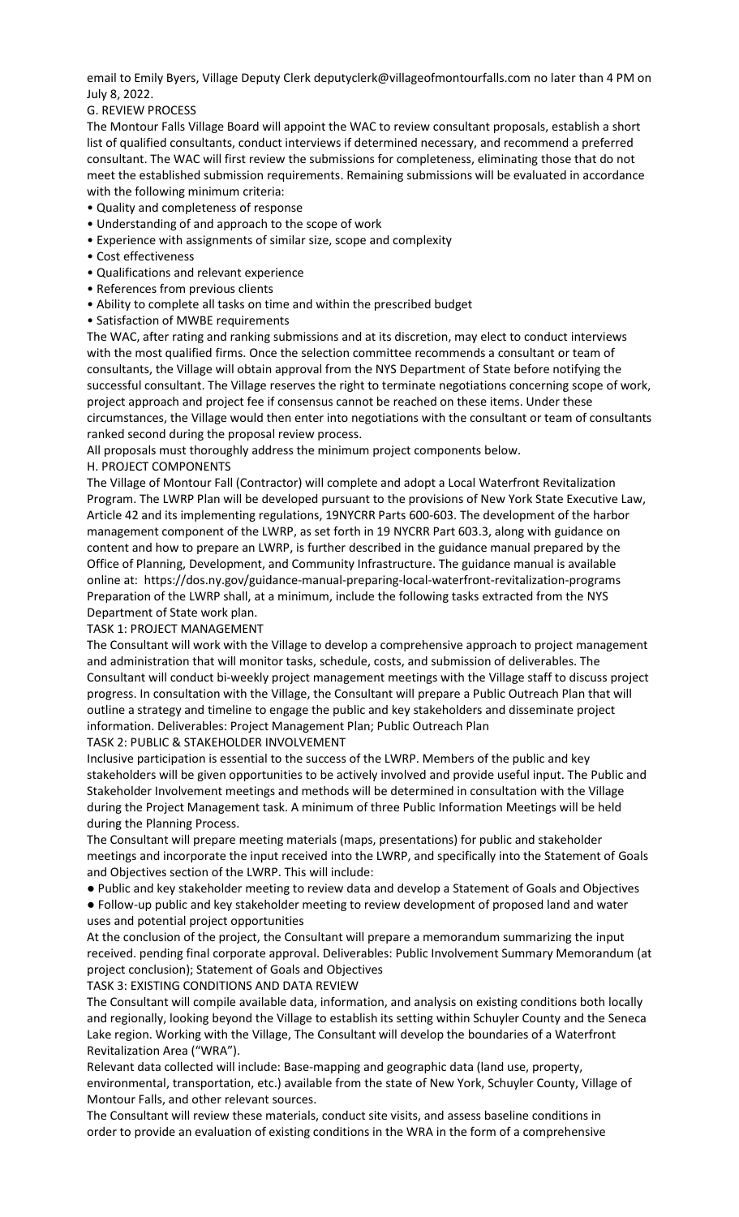email to Emily Byers, Village Deputy Clerk deputyclerk@villageofmontourfalls.com no later than 4 PM on July 8, 2022.

## G. REVIEW PROCESS

The Montour Falls Village Board will appoint the WAC to review consultant proposals, establish a short list of qualified consultants, conduct interviews if determined necessary, and recommend a preferred consultant. The WAC will first review the submissions for completeness, eliminating those that do not meet the established submission requirements. Remaining submissions will be evaluated in accordance with the following minimum criteria:

- Quality and completeness of response
- Understanding of and approach to the scope of work
- Experience with assignments of similar size, scope and complexity
- Cost effectiveness
- Qualifications and relevant experience
- References from previous clients
- Ability to complete all tasks on time and within the prescribed budget
- Satisfaction of MWBE requirements

The WAC, after rating and ranking submissions and at its discretion, may elect to conduct interviews with the most qualified firms. Once the selection committee recommends a consultant or team of consultants, the Village will obtain approval from the NYS Department of State before notifying the successful consultant. The Village reserves the right to terminate negotiations concerning scope of work, project approach and project fee if consensus cannot be reached on these items. Under these circumstances, the Village would then enter into negotiations with the consultant or team of consultants ranked second during the proposal review process.

All proposals must thoroughly address the minimum project components below.

## H. PROJECT COMPONENTS

The Village of Montour Fall (Contractor) will complete and adopt a Local Waterfront Revitalization Program. The LWRP Plan will be developed pursuant to the provisions of New York State Executive Law, Article 42 and its implementing regulations, 19NYCRR Parts 600-603. The development of the harbor management component of the LWRP, as set forth in 19 NYCRR Part 603.3, along with guidance on content and how to prepare an LWRP, is further described in the guidance manual prepared by the Office of Planning, Development, and Community Infrastructure. The guidance manual is available online at: https://dos.ny.gov/guidance-manual-preparing-local-waterfront-revitalization-programs

Preparation of the LWRP shall, at a minimum, include the following tasks extracted from the NYS Department of State work plan.

### TASK 1: PROJECT MANAGEMENT

The Consultant will work with the Village to develop a comprehensive approach to project management and administration that will monitor tasks, schedule, costs, and submission of deliverables. The Consultant will conduct bi-weekly project management meetings with the Village staff to discuss project progress. In consultation with the Village, the Consultant will prepare a Public Outreach Plan that will outline a strategy and timeline to engage the public and key stakeholders and disseminate project information. Deliverables: Project Management Plan; Public Outreach Plan

### TASK 2: PUBLIC & STAKEHOLDER INVOLVEMENT

Inclusive participation is essential to the success of the LWRP. Members of the public and key stakeholders will be given opportunities to be actively involved and provide useful input. The Public and Stakeholder Involvement meetings and methods will be determined in consultation with the Village during the Project Management task. A minimum of three Public Information Meetings will be held during the Planning Process.

The Consultant will prepare meeting materials (maps, presentations) for public and stakeholder meetings and incorporate the input received into the LWRP, and specifically into the Statement of Goals and Objectives section of the LWRP. This will include:

- Public and key stakeholder meeting to review data and develop a Statement of Goals and Objectives
- Follow-up public and key stakeholder meeting to review development of proposed land and water uses and potential project opportunities

At the conclusion of the project, the Consultant will prepare a memorandum summarizing the input received. pending final corporate approval. Deliverables: Public Involvement Summary Memorandum (at project conclusion); Statement of Goals and Objectives

### TASK 3: EXISTING CONDITIONS AND DATA REVIEW

The Consultant will compile available data, information, and analysis on existing conditions both locally and regionally, looking beyond the Village to establish its setting within Schuyler County and the Seneca Lake region. Working with the Village, The Consultant will develop the boundaries of a Waterfront Revitalization Area ("WRA").

Relevant data collected will include: Base-mapping and geographic data (land use, property, environmental, transportation, etc.) available from the state of New York, Schuyler County, Village of Montour Falls, and other relevant sources.

The Consultant will review these materials, conduct site visits, and assess baseline conditions in order to provide an evaluation of existing conditions in the WRA in the form of a comprehensive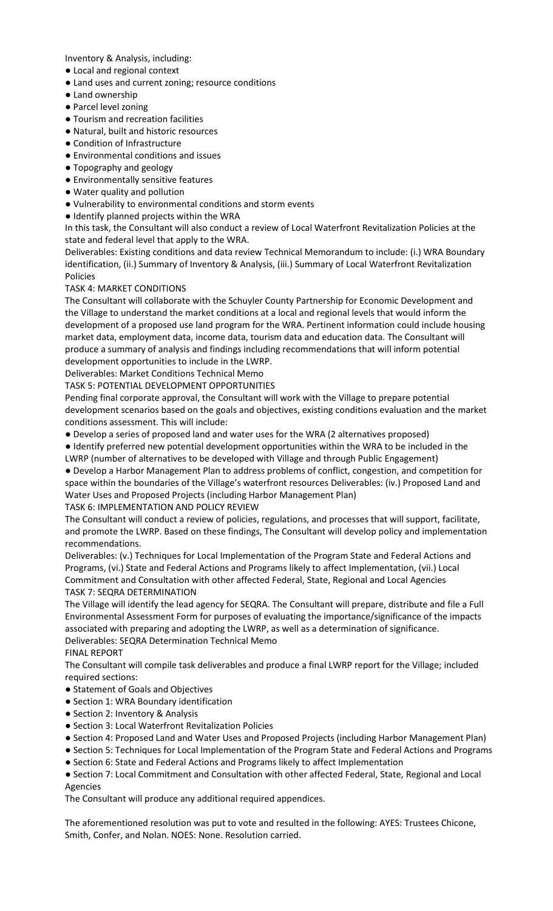Inventory & Analysis, including:

- Local and regional context
- Land uses and current zoning; resource conditions
- Land ownership
- Parcel level zoning
- Tourism and recreation facilities
- Natural, built and historic resources
- Condition of Infrastructure
- Environmental conditions and issues
- Topography and geology
- Environmentally sensitive features
- Water quality and pollution
- Vulnerability to environmental conditions and storm events
- Identify planned projects within the WRA

In this task, the Consultant will also conduct a review of Local Waterfront Revitalization Policies at the state and federal level that apply to the WRA.

Deliverables: Existing conditions and data review Technical Memorandum to include: (i.) WRA Boundary identification, (ii.) Summary of Inventory & Analysis, (iii.) Summary of Local Waterfront Revitalization Policies

TASK 4: MARKET CONDITIONS

The Consultant will collaborate with the Schuyler County Partnership for Economic Development and the Village to understand the market conditions at a local and regional levels that would inform the development of a proposed use land program for the WRA. Pertinent information could include housing market data, employment data, income data, tourism data and education data. The Consultant will produce a summary of analysis and findings including recommendations that will inform potential development opportunities to include in the LWRP.

Deliverables: Market Conditions Technical Memo

TASK 5: POTENTIAL DEVELOPMENT OPPORTUNITIES

Pending final corporate approval, the Consultant will work with the Village to prepare potential development scenarios based on the goals and objectives, existing conditions evaluation and the market conditions assessment. This will include:

- Develop a series of proposed land and water uses for the WRA (2 alternatives proposed)
- Identify preferred new potential development opportunities within the WRA to be included in the LWRP (number of alternatives to be developed with Village and through Public Engagement)
- Develop a Harbor Management Plan to address problems of conflict, congestion, and competition for space within the boundaries of the Village's waterfront resources Deliverables: (iv.) Proposed Land and Water Uses and Proposed Projects (including Harbor Management Plan)

TASK 6: IMPLEMENTATION AND POLICY REVIEW

The Consultant will conduct a review of policies, regulations, and processes that will support, facilitate, and promote the LWRP. Based on these findings, The Consultant will develop policy and implementation recommendations.

Deliverables: (v.) Techniques for Local Implementation of the Program State and Federal Actions and Programs, (vi.) State and Federal Actions and Programs likely to affect Implementation, (vii.) Local Commitment and Consultation with other affected Federal, State, Regional and Local Agencies

TASK 7: SEQRA DETERMINATION

The Village will identify the lead agency for SEQRA. The Consultant will prepare, distribute and file a Full Environmental Assessment Form for purposes of evaluating the importance/significance of the impacts associated with preparing and adopting the LWRP, as well as a determination of significance.

Deliverables: SEQRA Determination Technical Memo

FINAL REPORT

The Consultant will compile task deliverables and produce a final LWRP report for the Village; included required sections:

- Statement of Goals and Objectives
- Section 1: WRA Boundary identification
- Section 2: Inventory & Analysis
- Section 3: Local Waterfront Revitalization Policies
- Section 4: Proposed Land and Water Uses and Proposed Projects (including Harbor Management Plan)
- Section 5: Techniques for Local Implementation of the Program State and Federal Actions and Programs
- Section 6: State and Federal Actions and Programs likely to affect Implementation
- Section 7: Local Commitment and Consultation with other affected Federal, State, Regional and Local Agencies

The Consultant will produce any additional required appendices.

The aforementioned resolution was put to vote and resulted in the following: AYES: Trustees Chicone, Smith, Confer, and Nolan. NOES: None. Resolution carried.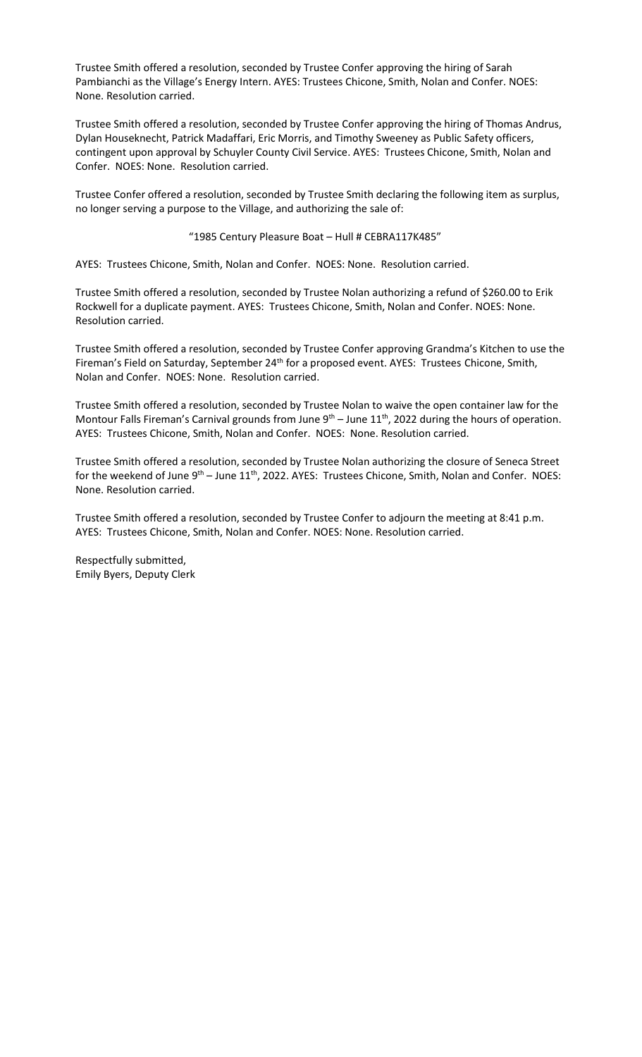Trustee Smith offered a resolution, seconded by Trustee Confer approving the hiring of Sarah Pambianchi as the Village's Energy Intern. AYES: Trustees Chicone, Smith, Nolan and Confer. NOES: None. Resolution carried.

Trustee Smith offered a resolution, seconded by Trustee Confer approving the hiring of Thomas Andrus, Dylan Houseknecht, Patrick Madaffari, Eric Morris, and Timothy Sweeney as Public Safety officers, contingent upon approval by Schuyler County Civil Service. AYES: Trustees Chicone, Smith, Nolan and Confer. NOES: None. Resolution carried.

Trustee Confer offered a resolution, seconded by Trustee Smith declaring the following item as surplus, no longer serving a purpose to the Village, and authorizing the sale of:

"1985 Century Pleasure Boat – Hull # CEBRA117K485"

AYES: Trustees Chicone, Smith, Nolan and Confer. NOES: None. Resolution carried.

Trustee Smith offered a resolution, seconded by Trustee Nolan authorizing a refund of $260.00 to Erik Rockwell for a duplicate payment. AYES: Trustees Chicone, Smith, Nolan and Confer. NOES: None. Resolution carried.

Trustee Smith offered a resolution, seconded by Trustee Confer approving Grandma's Kitchen to use the Fireman's Field on Saturday, September 24th for a proposed event. AYES: Trustees Chicone, Smith, Nolan and Confer. NOES: None. Resolution carried.

Trustee Smith offered a resolution, seconded by Trustee Nolan to waive the open container law for the Montour Falls Fireman's Carnival grounds from June 9th – June 11th, 2022 during the hours of operation. AYES: Trustees Chicone, Smith, Nolan and Confer. NOES: None. Resolution carried.

Trustee Smith offered a resolution, seconded by Trustee Nolan authorizing the closure of Seneca Street for the weekend of June 9th – June 11th, 2022. AYES: Trustees Chicone, Smith, Nolan and Confer. NOES: None. Resolution carried.

Trustee Smith offered a resolution, seconded by Trustee Confer to adjourn the meeting at 8:41 p.m. AYES: Trustees Chicone, Smith, Nolan and Confer. NOES: None. Resolution carried.

Respectfully submitted,
Emily Byers, Deputy Clerk